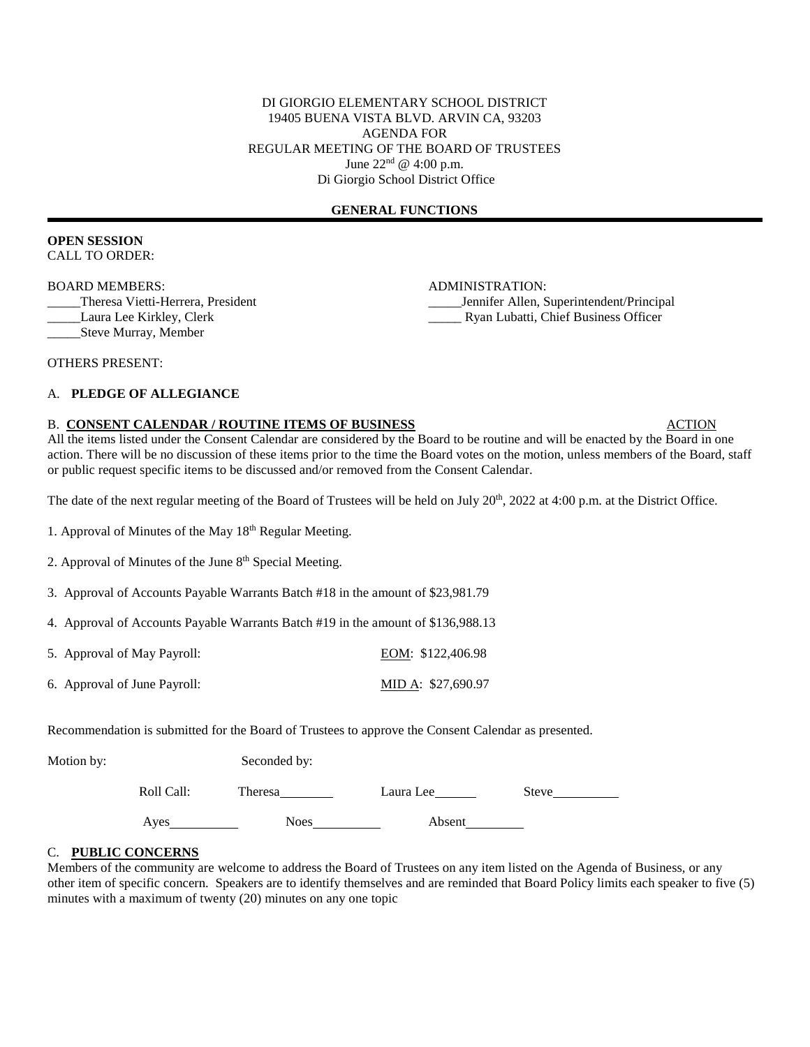DI GIORGIO ELEMENTARY SCHOOL DISTRICT
19405 BUENA VISTA BLVD. ARVIN CA, 93203
AGENDA FOR
REGULAR MEETING OF THE BOARD OF TRUSTEES
June 22nd @ 4:00 p.m.
Di Giorgio School District Office

## GENERAL FUNCTIONS

**OPEN SESSION**
CALL TO ORDER:

BOARD MEMBERS:
_____Theresa Vietti-Herrera, President
_____Laura Lee Kirkley, Clerk
_____Steve Murray, Member

ADMINISTRATION:
_____Jennifer Allen, Superintendent/Principal
_____ Ryan Lubatti, Chief Business Officer

OTHERS PRESENT:

A. **PLEDGE OF ALLEGIANCE**

B. **CONSENT CALENDAR / ROUTINE ITEMS OF BUSINESS** ACTION

All the items listed under the Consent Calendar are considered by the Board to be routine and will be enacted by the Board in one action. There will be no discussion of these items prior to the time the Board votes on the motion, unless members of the Board, staff or public request specific items to be discussed and/or removed from the Consent Calendar.

The date of the next regular meeting of the Board of Trustees will be held on July 20th, 2022 at 4:00 p.m. at the District Office.

1. Approval of Minutes of the May 18th Regular Meeting.

2. Approval of Minutes of the June 8th Special Meeting.

3. Approval of Accounts Payable Warrants Batch #18 in the amount of $23,981.79

4. Approval of Accounts Payable Warrants Batch #19 in the amount of $136,988.13

5. Approval of May Payroll: EOM: $122,406.98

6. Approval of June Payroll: MID A: $27,690.97

Recommendation is submitted for the Board of Trustees to approve the Consent Calendar as presented.

Motion by: Seconded by:

Roll Call: Theresa________ Laura Lee______ Steve__________

Ayes__________ Noes__________ Absent________

C. **PUBLIC CONCERNS**

Members of the community are welcome to address the Board of Trustees on any item listed on the Agenda of Business, or any other item of specific concern. Speakers are to identify themselves and are reminded that Board Policy limits each speaker to five (5) minutes with a maximum of twenty (20) minutes on any one topic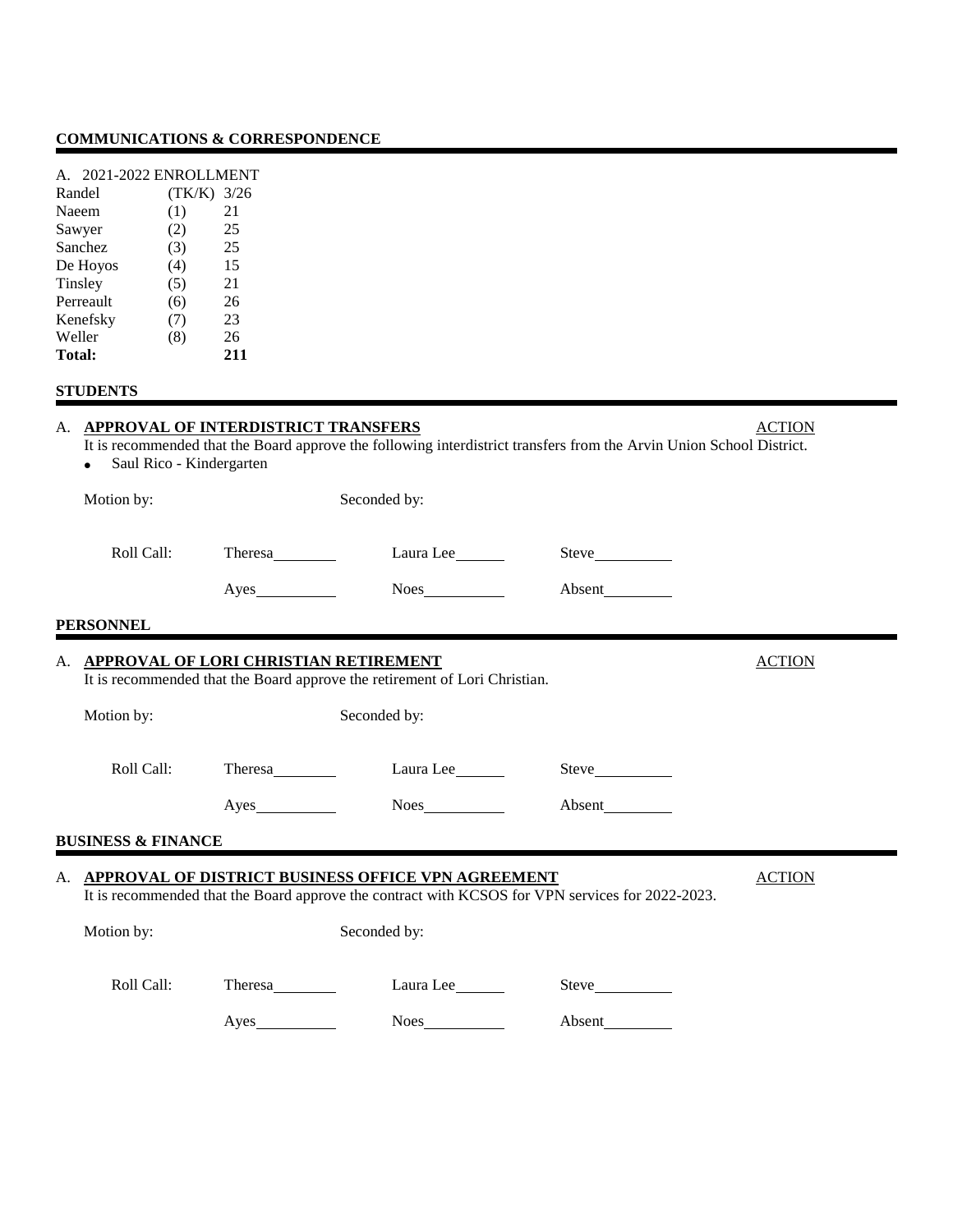## COMMUNICATIONS & CORRESPONDENCE

A. 2021-2022 ENROLLMENT

| | | |
|---|---|---|
| Randel | (TK/K) | 3/26 |
| Naeem | (1) | 21 |
| Sawyer | (2) | 25 |
| Sanchez | (3) | 25 |
| De Hoyos | (4) | 15 |
| Tinsley | (5) | 21 |
| Perreault | (6) | 26 |
| Kenefsky | (7) | 23 |
| Weller | (8) | 26 |
| **Total:** | | **211** |

## STUDENTS

A. **APPROVAL OF INTERDISTRICT TRANSFERS** ACTION

It is recommended that the Board approve the following interdistrict transfers from the Arvin Union School District.

- Saul Rico - Kindergarten

Motion by: Seconded by:

Roll Call: Theresa\_\_\_\_\_\_\_\_ Laura Lee\_\_\_\_\_\_ Steve\_\_\_\_\_\_\_\_\_\_

Ayes\_\_\_\_\_\_\_\_\_\_ Noes\_\_\_\_\_\_\_\_\_\_ Absent\_\_\_\_\_\_\_\_\_

## PERSONNEL

A. **APPROVAL OF LORI CHRISTIAN RETIREMENT** ACTION

It is recommended that the Board approve the retirement of Lori Christian.

Motion by: Seconded by:

Roll Call: Theresa\_\_\_\_\_\_\_\_ Laura Lee\_\_\_\_\_\_ Steve\_\_\_\_\_\_\_\_\_\_

Ayes\_\_\_\_\_\_\_\_\_\_ Noes\_\_\_\_\_\_\_\_\_\_ Absent\_\_\_\_\_\_\_\_\_

## BUSINESS & FINANCE

A. **APPROVAL OF DISTRICT BUSINESS OFFICE VPN AGREEMENT** ACTION

It is recommended that the Board approve the contract with KCSOS for VPN services for 2022-2023.

Motion by: Seconded by:

Roll Call: Theresa\_\_\_\_\_\_\_\_ Laura Lee\_\_\_\_\_\_ Steve\_\_\_\_\_\_\_\_\_\_

Ayes\_\_\_\_\_\_\_\_\_\_ Noes\_\_\_\_\_\_\_\_\_\_ Absent\_\_\_\_\_\_\_\_\_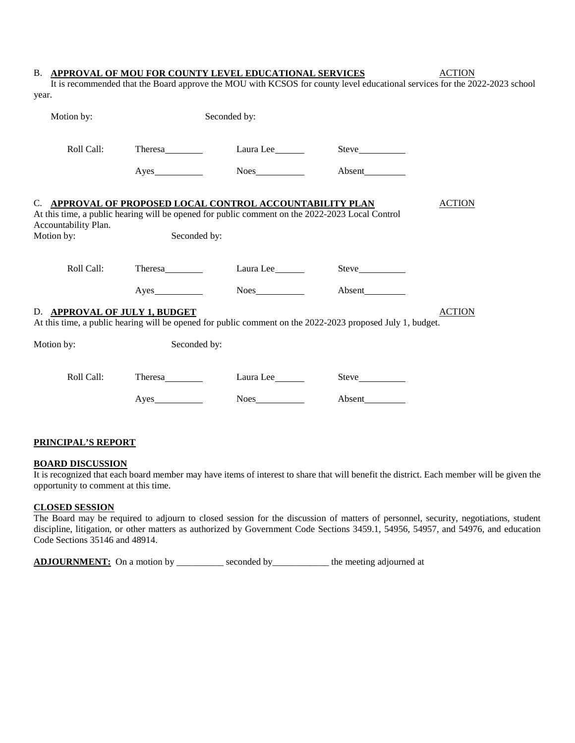B. **APPROVAL OF MOU FOR COUNTY LEVEL EDUCATIONAL SERVICES** ACTION

It is recommended that the Board approve the MOU with KCSOS for county level educational services for the 2022-2023 school year.

Motion by: Seconded by:

Roll Call: Theresa________ Laura Lee______ Steve__________

Ayes__________ Noes__________ Absent_________

C. **APPROVAL OF PROPOSED LOCAL CONTROL ACCOUNTABILITY PLAN** ACTION

At this time, a public hearing will be opened for public comment on the 2022-2023 Local Control Accountability Plan.

Motion by: Seconded by:

Roll Call: Theresa________ Laura Lee______ Steve__________

Ayes__________ Noes__________ Absent_________

D. **APPROVAL OF JULY 1, BUDGET** ACTION

At this time, a public hearing will be opened for public comment on the 2022-2023 proposed July 1, budget.

Motion by: Seconded by:

Roll Call: Theresa________ Laura Lee______ Steve__________

Ayes__________ Noes__________ Absent_________

**PRINCIPAL'S REPORT**

**BOARD DISCUSSION**

It is recognized that each board member may have items of interest to share that will benefit the district. Each member will be given the opportunity to comment at this time.

**CLOSED SESSION**

The Board may be required to adjourn to closed session for the discussion of matters of personnel, security, negotiations, student discipline, litigation, or other matters as authorized by Government Code Sections 3459.1, 54956, 54957, and 54976, and education Code Sections 35146 and 48914.

**ADJOURNMENT:** On a motion by __________ seconded by____________ the meeting adjourned at